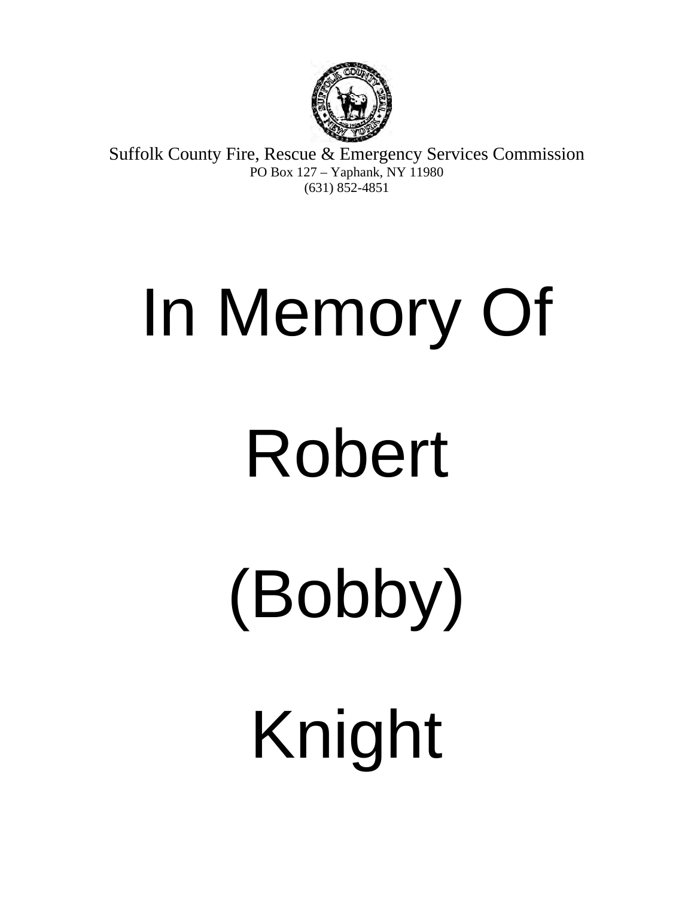Suffolk County Fire, Rescue & Emergency Services Commission
PO Box 127 – Yaphank, NY 11980
(631) 852-4851

# In Memory Of

# Robert

# (Bobby)

# Knight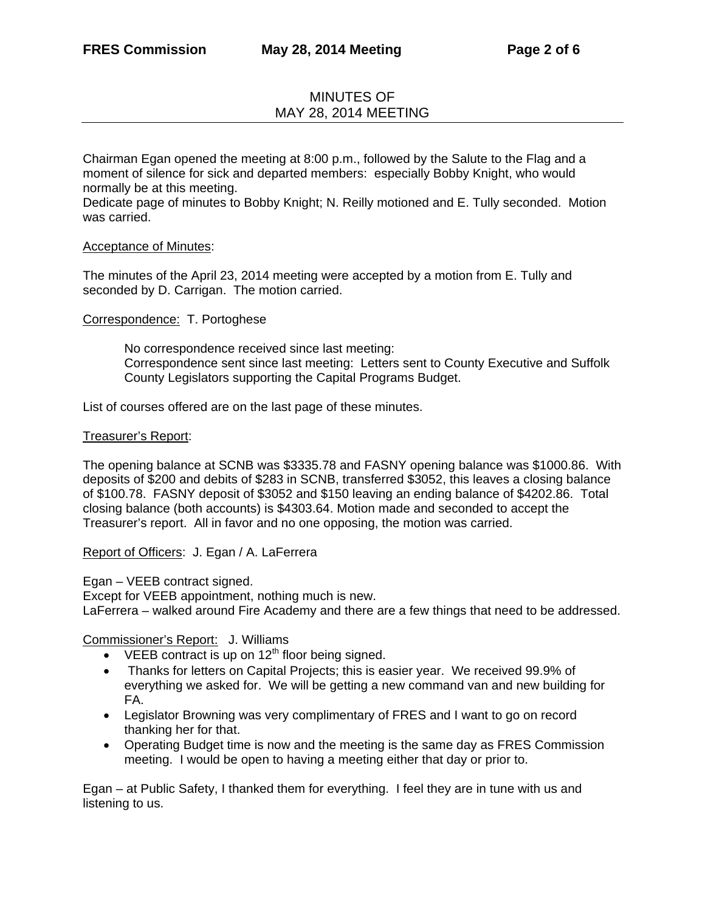# MINUTES OF
# MAY 28, 2014 MEETING

Chairman Egan opened the meeting at 8:00 p.m., followed by the Salute to the Flag and a moment of silence for sick and departed members: especially Bobby Knight, who would normally be at this meeting.
Dedicate page of minutes to Bobby Knight; N. Reilly motioned and E. Tully seconded. Motion was carried.

Acceptance of Minutes:

The minutes of the April 23, 2014 meeting were accepted by a motion from E. Tully and seconded by D. Carrigan. The motion carried.

Correspondence: T. Portoghese

> No correspondence received since last meeting:
> Correspondence sent since last meeting: Letters sent to County Executive and Suffolk County Legislators supporting the Capital Programs Budget.

List of courses offered are on the last page of these minutes.

Treasurer's Report:

The opening balance at SCNB was $3335.78 and FASNY opening balance was $1000.86. With deposits of $200 and debits of $283 in SCNB, transferred $3052, this leaves a closing balance of $100.78. FASNY deposit of $3052 and $150 leaving an ending balance of $4202.86. Total closing balance (both accounts) is $4303.64. Motion made and seconded to accept the Treasurer's report. All in favor and no one opposing, the motion was carried.

Report of Officers: J. Egan / A. LaFerrera

Egan – VEEB contract signed.
Except for VEEB appointment, nothing much is new.
LaFerrera – walked around Fire Academy and there are a few things that need to be addressed.

Commissioner's Report: J. Williams

- VEEB contract is up on 12th floor being signed.
- Thanks for letters on Capital Projects; this is easier year. We received 99.9% of everything we asked for. We will be getting a new command van and new building for FA.
- Legislator Browning was very complimentary of FRES and I want to go on record thanking her for that.
- Operating Budget time is now and the meeting is the same day as FRES Commission meeting. I would be open to having a meeting either that day or prior to.

Egan – at Public Safety, I thanked them for everything. I feel they are in tune with us and listening to us.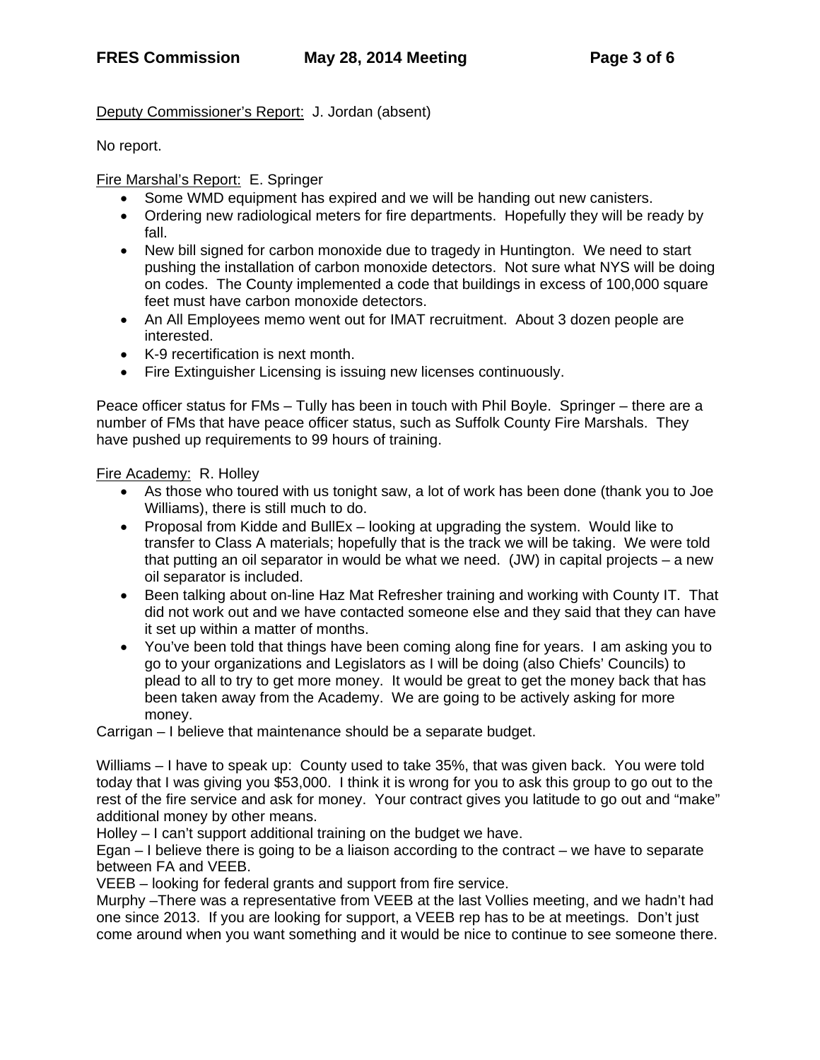Deputy Commissioner's Report: J. Jordan (absent)

No report.

Fire Marshal's Report: E. Springer

- Some WMD equipment has expired and we will be handing out new canisters.
- Ordering new radiological meters for fire departments. Hopefully they will be ready by fall.
- New bill signed for carbon monoxide due to tragedy in Huntington. We need to start pushing the installation of carbon monoxide detectors. Not sure what NYS will be doing on codes. The County implemented a code that buildings in excess of 100,000 square feet must have carbon monoxide detectors.
- An All Employees memo went out for IMAT recruitment. About 3 dozen people are interested.
- K-9 recertification is next month.
- Fire Extinguisher Licensing is issuing new licenses continuously.

Peace officer status for FMs – Tully has been in touch with Phil Boyle. Springer – there are a number of FMs that have peace officer status, such as Suffolk County Fire Marshals. They have pushed up requirements to 99 hours of training.

Fire Academy: R. Holley

- As those who toured with us tonight saw, a lot of work has been done (thank you to Joe Williams), there is still much to do.
- Proposal from Kidde and BullEx – looking at upgrading the system. Would like to transfer to Class A materials; hopefully that is the track we will be taking. We were told that putting an oil separator in would be what we need. (JW) in capital projects – a new oil separator is included.
- Been talking about on-line Haz Mat Refresher training and working with County IT. That did not work out and we have contacted someone else and they said that they can have it set up within a matter of months.
- You've been told that things have been coming along fine for years. I am asking you to go to your organizations and Legislators as I will be doing (also Chiefs' Councils) to plead to all to try to get more money. It would be great to get the money back that has been taken away from the Academy. We are going to be actively asking for more money.

Carrigan – I believe that maintenance should be a separate budget.

Williams – I have to speak up: County used to take 35%, that was given back. You were told today that I was giving you $53,000. I think it is wrong for you to ask this group to go out to the rest of the fire service and ask for money. Your contract gives you latitude to go out and "make" additional money by other means.
Holley – I can't support additional training on the budget we have.
Egan – I believe there is going to be a liaison according to the contract – we have to separate between FA and VEEB.
VEEB – looking for federal grants and support from fire service.
Murphy –There was a representative from VEEB at the last Vollies meeting, and we hadn't had one since 2013. If you are looking for support, a VEEB rep has to be at meetings. Don't just come around when you want something and it would be nice to continue to see someone there.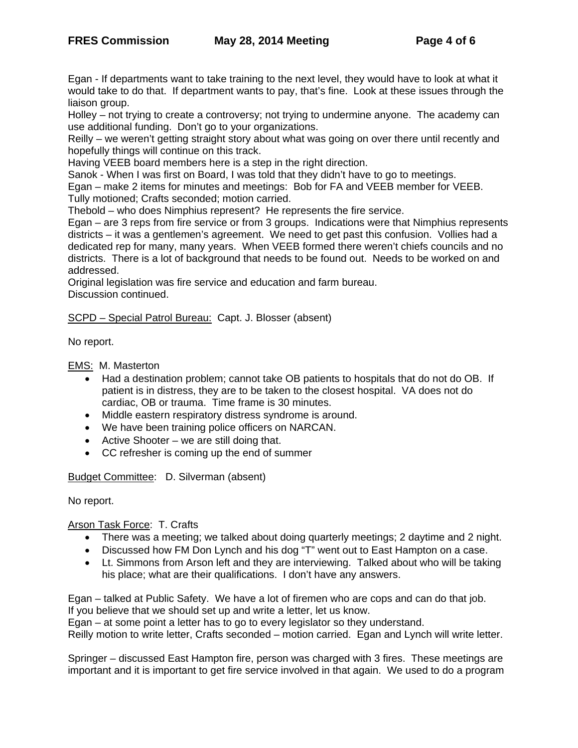Egan - If departments want to take training to the next level, they would have to look at what it would take to do that. If department wants to pay, that's fine. Look at these issues through the liaison group.

Holley – not trying to create a controversy; not trying to undermine anyone. The academy can use additional funding. Don't go to your organizations.

Reilly – we weren't getting straight story about what was going on over there until recently and hopefully things will continue on this track.

Having VEEB board members here is a step in the right direction.

Sanok - When I was first on Board, I was told that they didn't have to go to meetings.

Egan – make 2 items for minutes and meetings: Bob for FA and VEEB member for VEEB.

Tully motioned; Crafts seconded; motion carried.

Thebold – who does Nimphius represent? He represents the fire service.

Egan – are 3 reps from fire service or from 3 groups. Indications were that Nimphius represents districts – it was a gentlemen's agreement. We need to get past this confusion. Vollies had a dedicated rep for many, many years. When VEEB formed there weren't chiefs councils and no districts. There is a lot of background that needs to be found out. Needs to be worked on and addressed.

Original legislation was fire service and education and farm bureau.

Discussion continued.

SCPD – Special Patrol Bureau: Capt. J. Blosser (absent)

No report.

EMS: M. Masterton

- Had a destination problem; cannot take OB patients to hospitals that do not do OB. If patient is in distress, they are to be taken to the closest hospital. VA does not do cardiac, OB or trauma. Time frame is 30 minutes.
- Middle eastern respiratory distress syndrome is around.
- We have been training police officers on NARCAN.
- Active Shooter – we are still doing that.
- CC refresher is coming up the end of summer

Budget Committee: D. Silverman (absent)

No report.

Arson Task Force: T. Crafts

- There was a meeting; we talked about doing quarterly meetings; 2 daytime and 2 night.
- Discussed how FM Don Lynch and his dog "T" went out to East Hampton on a case.
- Lt. Simmons from Arson left and they are interviewing. Talked about who will be taking his place; what are their qualifications. I don't have any answers.

Egan – talked at Public Safety. We have a lot of firemen who are cops and can do that job. If you believe that we should set up and write a letter, let us know.

Egan – at some point a letter has to go to every legislator so they understand.

Reilly motion to write letter, Crafts seconded – motion carried. Egan and Lynch will write letter.

Springer – discussed East Hampton fire, person was charged with 3 fires. These meetings are important and it is important to get fire service involved in that again. We used to do a program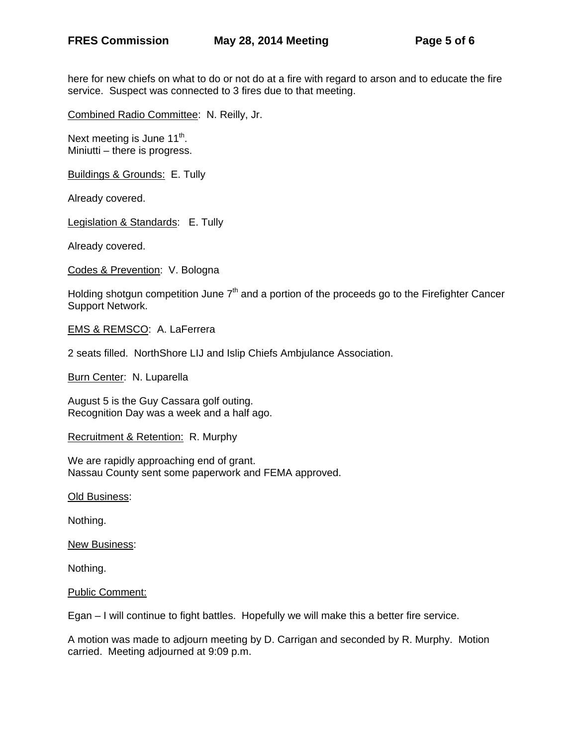here for new chiefs on what to do or not do at a fire with regard to arson and to educate the fire service. Suspect was connected to 3 fires due to that meeting.

<u>Combined Radio Committee</u>: N. Reilly, Jr.

Next meeting is June 11th.
Miniutti – there is progress.

<u>Buildings & Grounds:</u> E. Tully

Already covered.

<u>Legislation & Standards</u>: E. Tully

Already covered.

<u>Codes & Prevention</u>: V. Bologna

Holding shotgun competition June 7th and a portion of the proceeds go to the Firefighter Cancer Support Network.

<u>EMS & REMSCO</u>: A. LaFerrera

2 seats filled. NorthShore LIJ and Islip Chiefs Ambjulance Association.

<u>Burn Center</u>: N. Luparella

August 5 is the Guy Cassara golf outing.
Recognition Day was a week and a half ago.

<u>Recruitment & Retention:</u> R. Murphy

We are rapidly approaching end of grant.
Nassau County sent some paperwork and FEMA approved.

<u>Old Business</u>:

Nothing.

<u>New Business</u>:

Nothing.

<u>Public Comment:</u>

Egan – I will continue to fight battles. Hopefully we will make this a better fire service.

A motion was made to adjourn meeting by D. Carrigan and seconded by R. Murphy. Motion carried. Meeting adjourned at 9:09 p.m.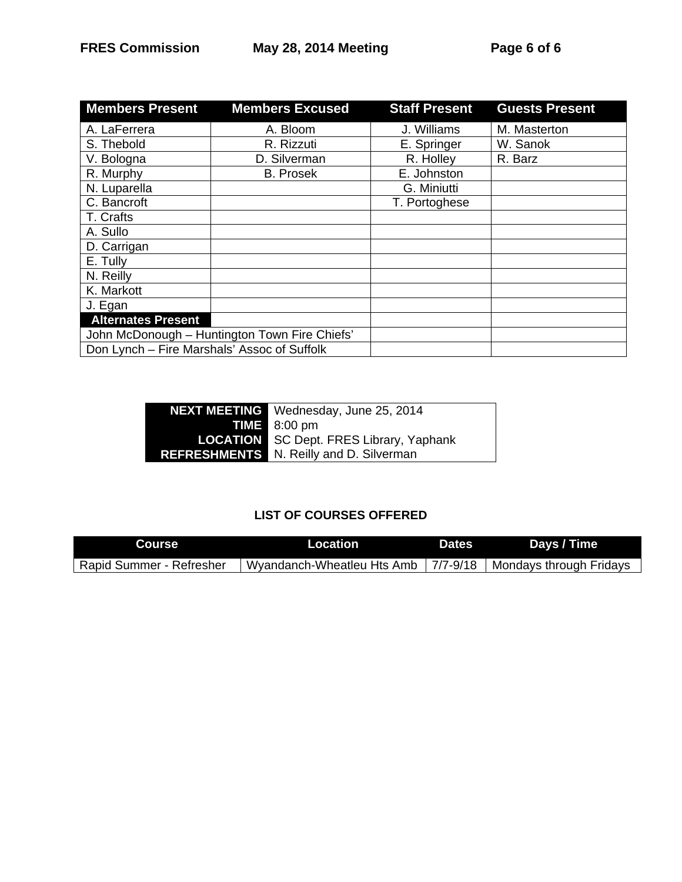| Members Present | Members Excused | Staff Present | Guests Present |
|---|---|---|---|
| A. LaFerrera | A. Bloom | J. Williams | M. Masterton |
| S. Thebold | R. Rizzuti | E. Springer | W. Sanok |
| V. Bologna | D. Silverman | R. Holley | R. Barz |
| R. Murphy | B. Prosek | E. Johnston | |
| N. Luparella | | G. Miniutti | |
| C. Bancroft | | T. Portoghese | |
| T. Crafts | | | |
| A. Sullo | | | |
| D. Carrigan | | | |
| E. Tully | | | |
| N. Reilly | | | |
| K. Markott | | | |
| J. Egan | | | |
| **Alternates Present** | | | |
| John McDonough – Huntington Town Fire Chiefs' | | | |
| Don Lynch – Fire Marshals' Assoc of Suffolk | | | |

| | |
|---|---|
| **NEXT MEETING** | Wednesday, June 25, 2014 |
| **TIME** | 8:00 pm |
| **LOCATION** | SC Dept. FRES Library, Yaphank |
| **REFRESHMENTS** | N. Reilly and D. Silverman |

## LIST OF COURSES OFFERED

| Course | Location | Dates | Days / Time |
|---|---|---|---|
| Rapid Summer - Refresher | Wyandanch-Wheatleu Hts Amb | 7/7-9/18 | Mondays through Fridays |